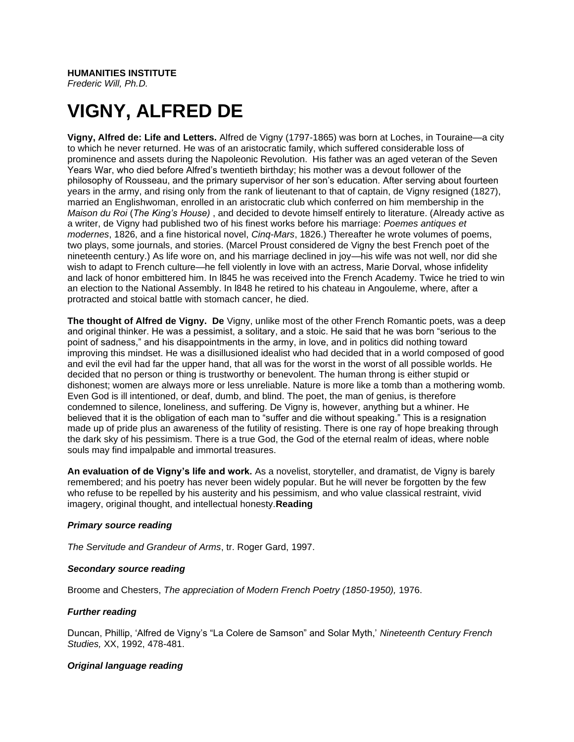**HUMANITIES INSTITUTE**
*Frederic Will, Ph.D.*

# VIGNY, ALFRED DE

**Vigny, Alfred de: Life and Letters.** Alfred de Vigny (1797-1865) was born at Loches, in Touraine—a city to which he never returned. He was of an aristocratic family, which suffered considerable loss of prominence and assets during the Napoleonic Revolution. His father was an aged veteran of the Seven Years War, who died before Alfred's twentieth birthday; his mother was a devout follower of the philosophy of Rousseau, and the primary supervisor of her son's education. After serving about fourteen years in the army, and rising only from the rank of lieutenant to that of captain, de Vigny resigned (1827), married an Englishwoman, enrolled in an aristocratic club which conferred on him membership in the *Maison du Roi* (*The King's House)* , and decided to devote himself entirely to literature. (Already active as a writer, de Vigny had published two of his finest works before his marriage: *Poemes antiques et modernes*, 1826, and a fine historical novel, *Cinq-Mars*, 1826.) Thereafter he wrote volumes of poems, two plays, some journals, and stories. (Marcel Proust considered de Vigny the best French poet of the nineteenth century.) As life wore on, and his marriage declined in joy—his wife was not well, nor did she wish to adapt to French culture—he fell violently in love with an actress, Marie Dorval, whose infidelity and lack of honor embittered him. In l845 he was received into the French Academy. Twice he tried to win an election to the National Assembly. In l848 he retired to his chateau in Angouleme, where, after a protracted and stoical battle with stomach cancer, he died.

**The thought of Alfred de Vigny. De** Vigny, unlike most of the other French Romantic poets, was a deep and original thinker. He was a pessimist, a solitary, and a stoic. He said that he was born "serious to the point of sadness," and his disappointments in the army, in love, and in politics did nothing toward improving this mindset. He was a disillusioned idealist who had decided that in a world composed of good and evil the evil had far the upper hand, that all was for the worst in the worst of all possible worlds. He decided that no person or thing is trustworthy or benevolent. The human throng is either stupid or dishonest; women are always more or less unreliable. Nature is more like a tomb than a mothering womb. Even God is ill intentioned, or deaf, dumb, and blind. The poet, the man of genius, is therefore condemned to silence, loneliness, and suffering. De Vigny is, however, anything but a whiner. He believed that it is the obligation of each man to "suffer and die without speaking." This is a resignation made up of pride plus an awareness of the futility of resisting. There is one ray of hope breaking through the dark sky of his pessimism. There is a true God, the God of the eternal realm of ideas, where noble souls may find impalpable and immortal treasures.

**An evaluation of de Vigny's life and work.** As a novelist, storyteller, and dramatist, de Vigny is barely remembered; and his poetry has never been widely popular. But he will never be forgotten by the few who refuse to be repelled by his austerity and his pessimism, and who value classical restraint, vivid imagery, original thought, and intellectual honesty.**Reading**

***Primary source reading***

*The Servitude and Grandeur of Arms*, tr. Roger Gard, 1997.

***Secondary source reading***

Broome and Chesters, *The appreciation of Modern French Poetry (1850-1950),* 1976.

***Further reading***

Duncan, Phillip, 'Alfred de Vigny's "La Colere de Samson" and Solar Myth,' *Nineteenth Century French Studies,* XX, 1992, 478-481.

***Original language reading***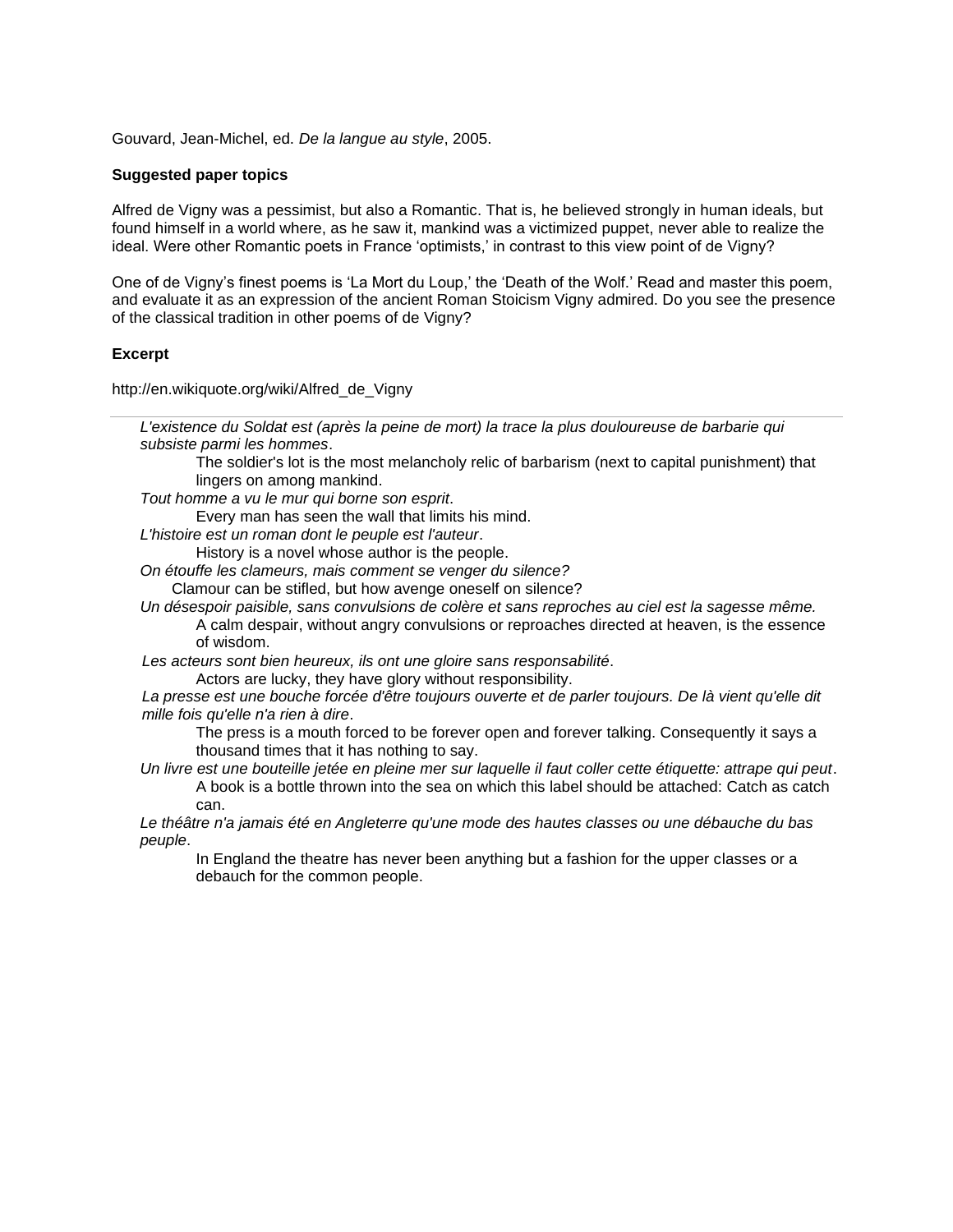Gouvard, Jean-Michel, ed. *De la langue au style*, 2005.

**Suggested paper topics**

Alfred de Vigny was a pessimist, but also a Romantic. That is, he believed strongly in human ideals, but found himself in a world where, as he saw it, mankind was a victimized puppet, never able to realize the ideal. Were other Romantic poets in France 'optimists,' in contrast to this view point of de Vigny?

One of de Vigny's finest poems is 'La Mort du Loup,' the 'Death of the Wolf.' Read and master this poem, and evaluate it as an expression of the ancient Roman Stoicism Vigny admired. Do you see the presence of the classical tradition in other poems of de Vigny?

**Excerpt**

http://en.wikiquote.org/wiki/Alfred_de_Vigny

---

*L'existence du Soldat est (après la peine de mort) la trace la plus douloureuse de barbarie qui subsiste parmi les hommes*.

> The soldier's lot is the most melancholy relic of barbarism (next to capital punishment) that lingers on among mankind.

*Tout homme a vu le mur qui borne son esprit*.

> Every man has seen the wall that limits his mind.

*L'histoire est un roman dont le peuple est l'auteur*.

> History is a novel whose author is the people.

*On étouffe les clameurs, mais comment se venger du silence?*

> Clamour can be stifled, but how avenge oneself on silence?

*Un désespoir paisible, sans convulsions de colère et sans reproches au ciel est la sagesse même.*

> A calm despair, without angry convulsions or reproaches directed at heaven, is the essence of wisdom.

*Les acteurs sont bien heureux, ils ont une gloire sans responsabilité*.

> Actors are lucky, they have glory without responsibility.

*La presse est une bouche forcée d'être toujours ouverte et de parler toujours. De là vient qu'elle dit mille fois qu'elle n'a rien à dire*.

> The press is a mouth forced to be forever open and forever talking. Consequently it says a thousand times that it has nothing to say.

*Un livre est une bouteille jetée en pleine mer sur laquelle il faut coller cette étiquette: attrape qui peut*.

> A book is a bottle thrown into the sea on which this label should be attached: Catch as catch can.

*Le théâtre n'a jamais été en Angleterre qu'une mode des hautes classes ou une débauche du bas peuple*.

> In England the theatre has never been anything but a fashion for the upper classes or a debauch for the common people.